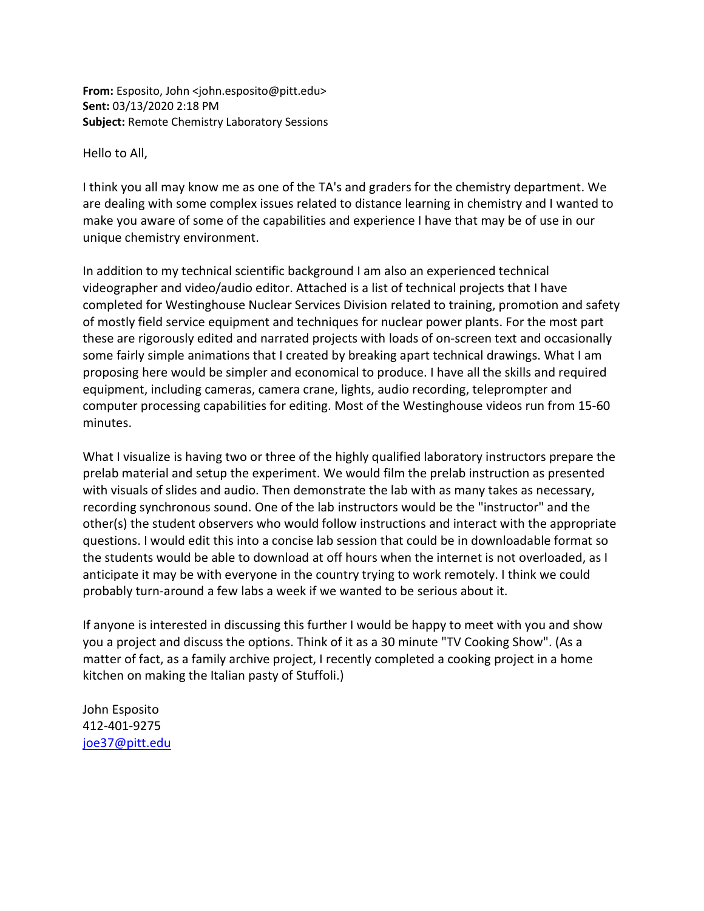**From:** Esposito, John <john.esposito@pitt.edu>
**Sent:** 03/13/2020 2:18 PM
**Subject:** Remote Chemistry Laboratory Sessions

Hello to All,

I think you all may know me as one of the TA's and graders for the chemistry department. We are dealing with some complex issues related to distance learning in chemistry and I wanted to make you aware of some of the capabilities and experience I have that may be of use in our unique chemistry environment.

In addition to my technical scientific background I am also an experienced technical videographer and video/audio editor. Attached is a list of technical projects that I have completed for Westinghouse Nuclear Services Division related to training, promotion and safety of mostly field service equipment and techniques for nuclear power plants. For the most part these are rigorously edited and narrated projects with loads of on-screen text and occasionally some fairly simple animations that I created by breaking apart technical drawings. What I am proposing here would be simpler and economical to produce. I have all the skills and required equipment, including cameras, camera crane, lights, audio recording, teleprompter and computer processing capabilities for editing. Most of the Westinghouse videos run from 15-60 minutes.

What I visualize is having two or three of the highly qualified laboratory instructors prepare the prelab material and setup the experiment. We would film the prelab instruction as presented with visuals of slides and audio. Then demonstrate the lab with as many takes as necessary, recording synchronous sound. One of the lab instructors would be the "instructor" and the other(s) the student observers who would follow instructions and interact with the appropriate questions. I would edit this into a concise lab session that could be in downloadable format so the students would be able to download at off hours when the internet is not overloaded, as I anticipate it may be with everyone in the country trying to work remotely. I think we could probably turn-around a few labs a week if we wanted to be serious about it.

If anyone is interested in discussing this further I would be happy to meet with you and show you a project and discuss the options. Think of it as a 30 minute "TV Cooking Show". (As a matter of fact, as a family archive project, I recently completed a cooking project in a home kitchen on making the Italian pasty of Stuffoli.)

John Esposito
412-401-9275
joe37@pitt.edu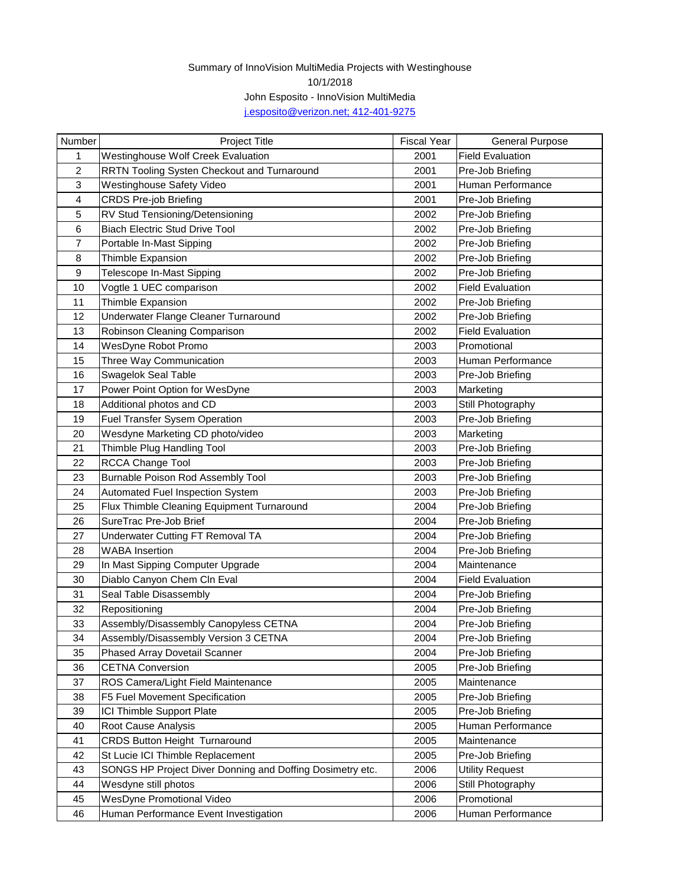Summary of InnoVision MultiMedia Projects with Westinghouse

10/1/2018

John Esposito - InnoVision MultiMedia

j.esposito@verizon.net; 412-401-9275

| Number | Project Title | Fiscal Year | General Purpose |
|---|---|---|---|
| 1 | Westinghouse Wolf Creek Evaluation | 2001 | Field Evaluation |
| 2 | RRTN Tooling Systen Checkout and Turnaround | 2001 | Pre-Job Briefing |
| 3 | Westinghouse Safety Video | 2001 | Human Performance |
| 4 | CRDS Pre-job Briefing | 2001 | Pre-Job Briefing |
| 5 | RV Stud Tensioning/Detensioning | 2002 | Pre-Job Briefing |
| 6 | Biach Electric Stud Drive Tool | 2002 | Pre-Job Briefing |
| 7 | Portable In-Mast Sipping | 2002 | Pre-Job Briefing |
| 8 | Thimble Expansion | 2002 | Pre-Job Briefing |
| 9 | Telescope In-Mast Sipping | 2002 | Pre-Job Briefing |
| 10 | Vogtle 1 UEC comparison | 2002 | Field Evaluation |
| 11 | Thimble Expansion | 2002 | Pre-Job Briefing |
| 12 | Underwater Flange Cleaner Turnaround | 2002 | Pre-Job Briefing |
| 13 | Robinson Cleaning Comparison | 2002 | Field Evaluation |
| 14 | WesDyne Robot Promo | 2003 | Promotional |
| 15 | Three Way Communication | 2003 | Human Performance |
| 16 | Swagelok Seal Table | 2003 | Pre-Job Briefing |
| 17 | Power Point Option for WesDyne | 2003 | Marketing |
| 18 | Additional photos and CD | 2003 | Still Photography |
| 19 | Fuel Transfer Sysem Operation | 2003 | Pre-Job Briefing |
| 20 | Wesdyne Marketing CD photo/video | 2003 | Marketing |
| 21 | Thimble Plug Handling Tool | 2003 | Pre-Job Briefing |
| 22 | RCCA Change Tool | 2003 | Pre-Job Briefing |
| 23 | Burnable Poison Rod Assembly Tool | 2003 | Pre-Job Briefing |
| 24 | Automated Fuel Inspection System | 2003 | Pre-Job Briefing |
| 25 | Flux Thimble Cleaning Equipment Turnaround | 2004 | Pre-Job Briefing |
| 26 | SureTrac Pre-Job Brief | 2004 | Pre-Job Briefing |
| 27 | Underwater Cutting FT Removal TA | 2004 | Pre-Job Briefing |
| 28 | WABA Insertion | 2004 | Pre-Job Briefing |
| 29 | In Mast Sipping Computer Upgrade | 2004 | Maintenance |
| 30 | Diablo Canyon Chem Cln Eval | 2004 | Field Evaluation |
| 31 | Seal Table Disassembly | 2004 | Pre-Job Briefing |
| 32 | Repositioning | 2004 | Pre-Job Briefing |
| 33 | Assembly/Disassembly Canopyless CETNA | 2004 | Pre-Job Briefing |
| 34 | Assembly/Disassembly Version 3 CETNA | 2004 | Pre-Job Briefing |
| 35 | Phased Array Dovetail Scanner | 2004 | Pre-Job Briefing |
| 36 | CETNA Conversion | 2005 | Pre-Job Briefing |
| 37 | ROS Camera/Light Field Maintenance | 2005 | Maintenance |
| 38 | F5 Fuel Movement Specification | 2005 | Pre-Job Briefing |
| 39 | ICI Thimble Support Plate | 2005 | Pre-Job Briefing |
| 40 | Root Cause Analysis | 2005 | Human Performance |
| 41 | CRDS Button Height Turnaround | 2005 | Maintenance |
| 42 | St Lucie ICI Thimble Replacement | 2005 | Pre-Job Briefing |
| 43 | SONGS HP Project Diver Donning and Doffing Dosimetry etc. | 2006 | Utility Request |
| 44 | Wesdyne still photos | 2006 | Still Photography |
| 45 | WesDyne Promotional Video | 2006 | Promotional |
| 46 | Human Performance Event Investigation | 2006 | Human Performance |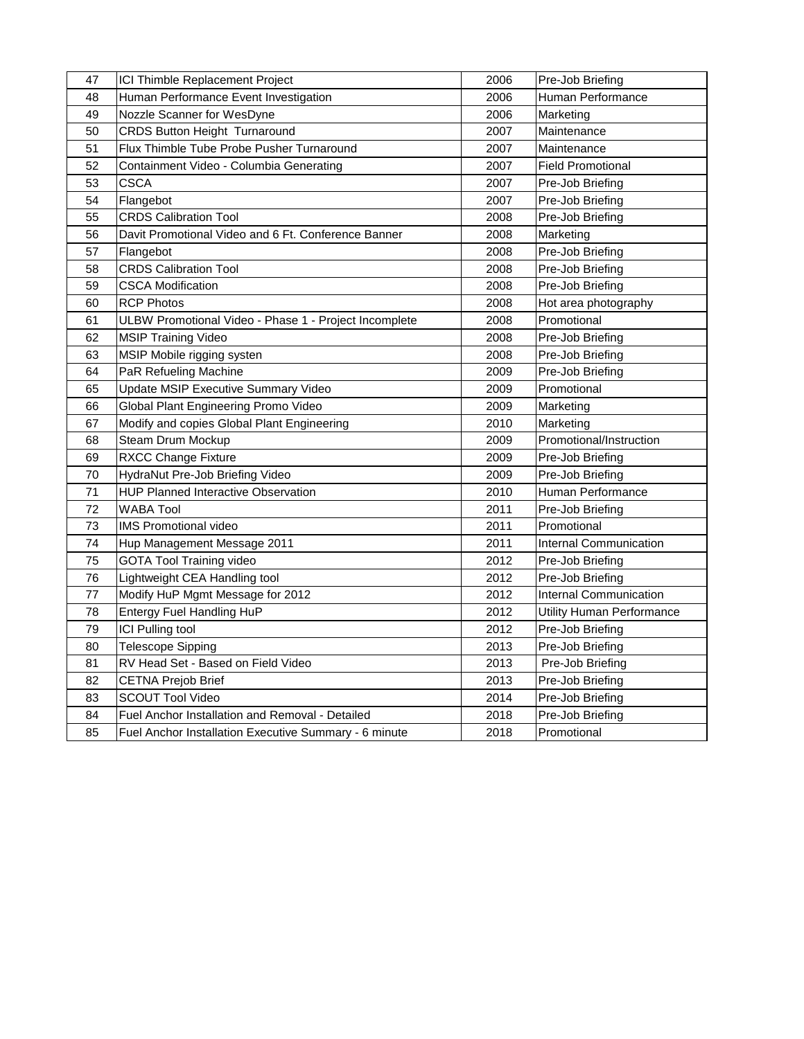| | | | |
|---|---|---|---|
| 47 | ICI Thimble Replacement Project | 2006 | Pre-Job Briefing |
| 48 | Human Performance Event Investigation | 2006 | Human Performance |
| 49 | Nozzle Scanner for WesDyne | 2006 | Marketing |
| 50 | CRDS Button Height Turnaround | 2007 | Maintenance |
| 51 | Flux Thimble Tube Probe Pusher Turnaround | 2007 | Maintenance |
| 52 | Containment Video - Columbia Generating | 2007 | Field Promotional |
| 53 | CSCA | 2007 | Pre-Job Briefing |
| 54 | Flangebot | 2007 | Pre-Job Briefing |
| 55 | CRDS Calibration Tool | 2008 | Pre-Job Briefing |
| 56 | Davit Promotional Video and 6 Ft. Conference Banner | 2008 | Marketing |
| 57 | Flangebot | 2008 | Pre-Job Briefing |
| 58 | CRDS Calibration Tool | 2008 | Pre-Job Briefing |
| 59 | CSCA Modification | 2008 | Pre-Job Briefing |
| 60 | RCP Photos | 2008 | Hot area photography |
| 61 | ULBW Promotional Video - Phase 1 - Project Incomplete | 2008 | Promotional |
| 62 | MSIP Training Video | 2008 | Pre-Job Briefing |
| 63 | MSIP Mobile rigging systen | 2008 | Pre-Job Briefing |
| 64 | PaR Refueling Machine | 2009 | Pre-Job Briefing |
| 65 | Update MSIP Executive Summary Video | 2009 | Promotional |
| 66 | Global Plant Engineering Promo Video | 2009 | Marketing |
| 67 | Modify and copies Global Plant Engineering | 2010 | Marketing |
| 68 | Steam Drum Mockup | 2009 | Promotional/Instruction |
| 69 | RXCC Change Fixture | 2009 | Pre-Job Briefing |
| 70 | HydraNut Pre-Job Briefing Video | 2009 | Pre-Job Briefing |
| 71 | HUP Planned Interactive Observation | 2010 | Human Performance |
| 72 | WABA Tool | 2011 | Pre-Job Briefing |
| 73 | IMS Promotional video | 2011 | Promotional |
| 74 | Hup Management Message 2011 | 2011 | Internal Communication |
| 75 | GOTA Tool Training video | 2012 | Pre-Job Briefing |
| 76 | Lightweight CEA Handling tool | 2012 | Pre-Job Briefing |
| 77 | Modify HuP Mgmt Message for 2012 | 2012 | Internal Communication |
| 78 | Entergy Fuel Handling HuP | 2012 | Utility Human Performance |
| 79 | ICI Pulling tool | 2012 | Pre-Job Briefing |
| 80 | Telescope Sipping | 2013 | Pre-Job Briefing |
| 81 | RV Head Set - Based on Field Video | 2013 | Pre-Job Briefing |
| 82 | CETNA Prejob Brief | 2013 | Pre-Job Briefing |
| 83 | SCOUT Tool Video | 2014 | Pre-Job Briefing |
| 84 | Fuel Anchor Installation and Removal - Detailed | 2018 | Pre-Job Briefing |
| 85 | Fuel Anchor Installation Executive Summary - 6 minute | 2018 | Promotional |